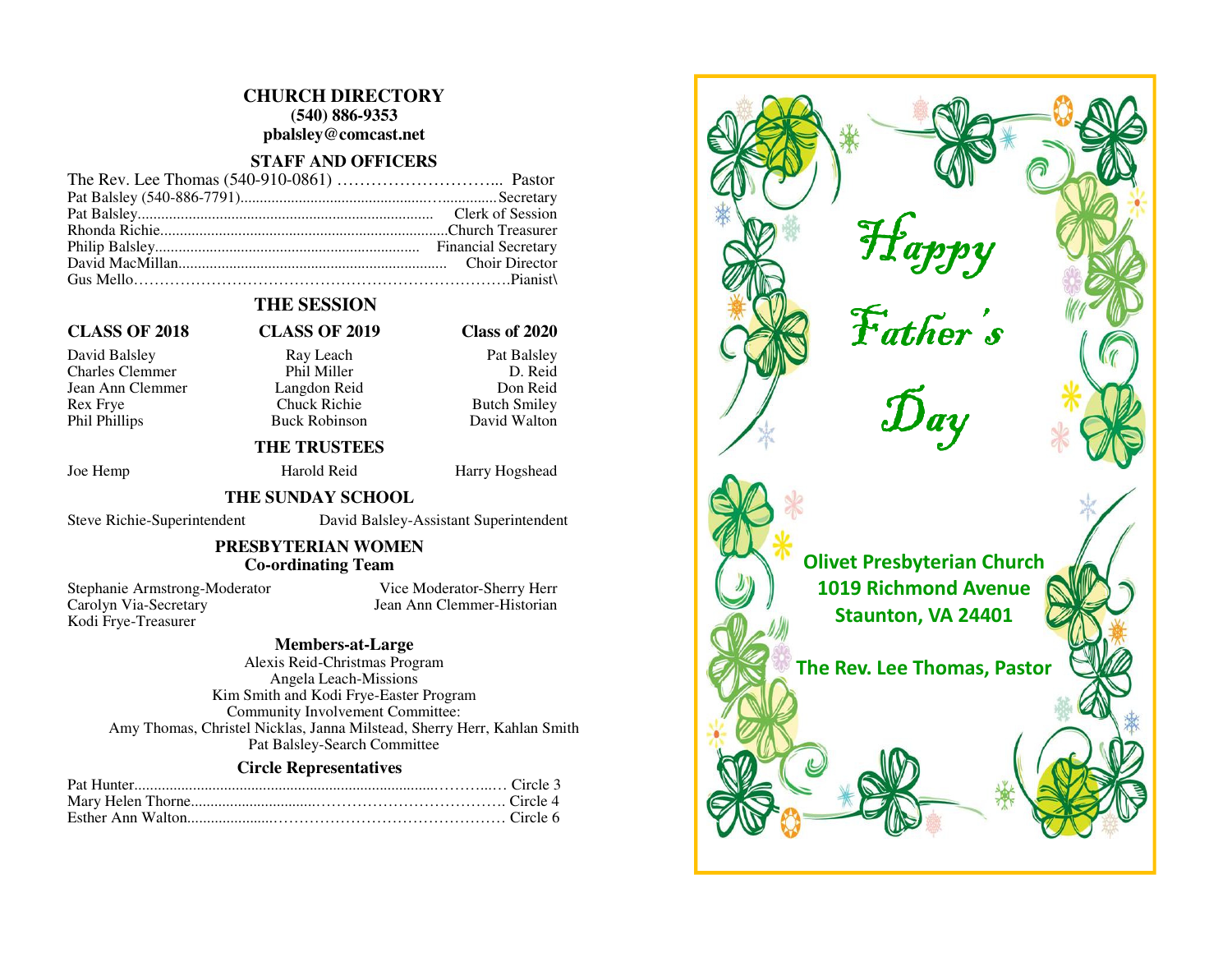# CHURCH DIRECTORY

**(540) 886-9353**
**pbalsley@comcast.net**

## STAFF AND OFFICERS

The Rev. Lee Thomas (540-910-0861) ………………………... Pastor
Pat Balsley (540-886-7791)................................................................Secretary
Pat Balsley............................................................................ Clerk of Session
Rhonda Richie..........................................................................Church Treasurer
Philip Balsley.................................................................... Financial Secretary
David MacMillan.................................................................... Choir Director
Gus Mello…………………………………………………………….Pianist\

## THE SESSION

| CLASS OF 2018 | CLASS OF 2019 | Class of 2020 |
|---|---|---|
| David Balsley | Ray Leach | Pat Balsley |
| Charles Clemmer | Phil Miller | D. Reid |
| Jean Ann Clemmer | Langdon Reid | Don Reid |
| Rex Frye | Chuck Richie | Butch Smiley |
| Phil Phillips | Buck Robinson | David Walton |

## THE TRUSTEES

Joe Hemp    Harold Reid    Harry Hogshead

## THE SUNDAY SCHOOL

Steve Richie-Superintendent    David Balsley-Assistant Superintendent

## PRESBYTERIAN WOMEN
### Co-ordinating Team

Stephanie Armstrong-Moderator    Vice Moderator-Sherry Herr
Carolyn Via-Secretary    Jean Ann Clemmer-Historian
Kodi Frye-Treasurer

### Members-at-Large

Alexis Reid-Christmas Program
Angela Leach-Missions
Kim Smith and Kodi Frye-Easter Program
Community Involvement Committee:
Amy Thomas, Christel Nicklas, Janna Milstead, Sherry Herr, Kahlan Smith
Pat Balsley-Search Committee

### Circle Representatives

Pat Hunter.................................................................................………...… Circle 3
Mary Helen Thorne...............................……………………………. Circle 4
Esther Ann Walton.....................……………………………………… Circle 6

# Happy Father's Day

**Olivet Presbyterian Church**
**1019 Richmond Avenue**
**Staunton, VA 24401**

**The Rev. Lee Thomas, Pastor**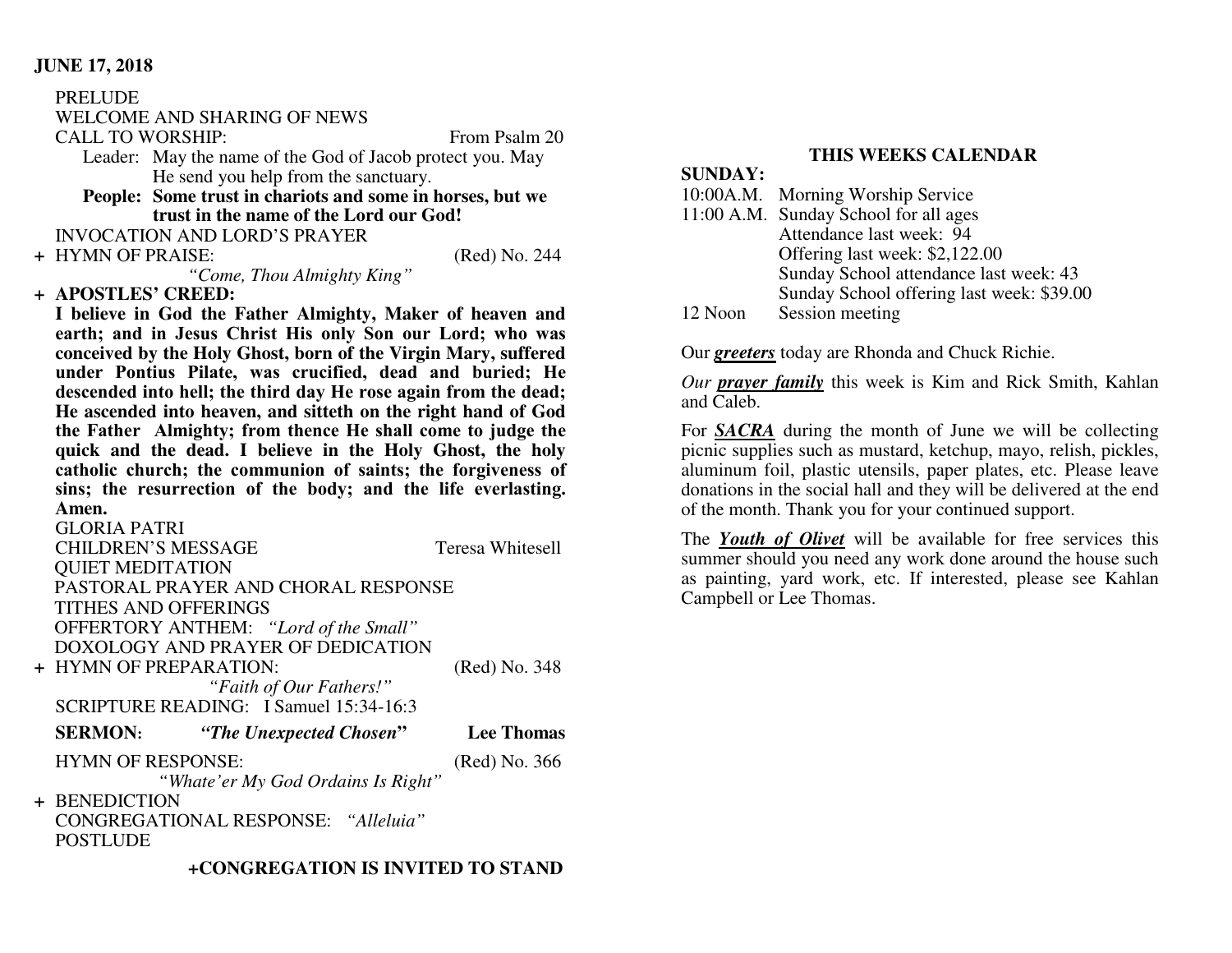**JUNE 17, 2018**

PRELUDE
WELCOME AND SHARING OF NEWS
CALL TO WORSHIP: From Psalm 20

Leader: May the name of the God of Jacob protect you. May He send you help from the sanctuary.

**People: Some trust in chariots and some in horses, but we trust in the name of the Lord our God!**

INVOCATION AND LORD'S PRAYER

\+ HYMN OF PRAISE: (Red) No. 244
*"Come, Thou Almighty King"*

\+ **APOSTLES' CREED:**

**I believe in God the Father Almighty, Maker of heaven and earth; and in Jesus Christ His only Son our Lord; who was conceived by the Holy Ghost, born of the Virgin Mary, suffered under Pontius Pilate, was crucified, dead and buried; He descended into hell; the third day He rose again from the dead; He ascended into heaven, and sitteth on the right hand of God the Father Almighty; from thence He shall come to judge the quick and the dead. I believe in the Holy Ghost, the holy catholic church; the communion of saints; the forgiveness of sins; the resurrection of the body; and the life everlasting. Amen.**

GLORIA PATRI
CHILDREN'S MESSAGE Teresa Whitesell
QUIET MEDITATION
PASTORAL PRAYER AND CHORAL RESPONSE
TITHES AND OFFERINGS
OFFERTORY ANTHEM: *"Lord of the Small"*
DOXOLOGY AND PRAYER OF DEDICATION

\+ HYMN OF PREPARATION: (Red) No. 348
*"Faith of Our Fathers!"*

SCRIPTURE READING: I Samuel 15:34-16:3

**SERMON:** ***"The Unexpected Chosen"*** **Lee Thomas**

HYMN OF RESPONSE: (Red) No. 366
*"Whate'er My God Ordains Is Right"*

\+ BENEDICTION
CONGREGATIONAL RESPONSE: *"Alleluia"*
POSTLUDE

**+CONGREGATION IS INVITED TO STAND**

## THIS WEEKS CALENDAR

**SUNDAY:**

10:00A.M. Morning Worship Service
11:00 A.M. Sunday School for all ages
Attendance last week: 94
Offering last week: $2,122.00
Sunday School attendance last week: 43
Sunday School offering last week: $39.00
12 Noon Session meeting

Our ***greeters*** today are Rhonda and Chuck Richie.

*Our* ***prayer family*** this week is Kim and Rick Smith, Kahlan and Caleb.

For ***SACRA*** during the month of June we will be collecting picnic supplies such as mustard, ketchup, mayo, relish, pickles, aluminum foil, plastic utensils, paper plates, etc. Please leave donations in the social hall and they will be delivered at the end of the month. Thank you for your continued support.

The ***Youth of Olivet*** will be available for free services this summer should you need any work done around the house such as painting, yard work, etc. If interested, please see Kahlan Campbell or Lee Thomas.